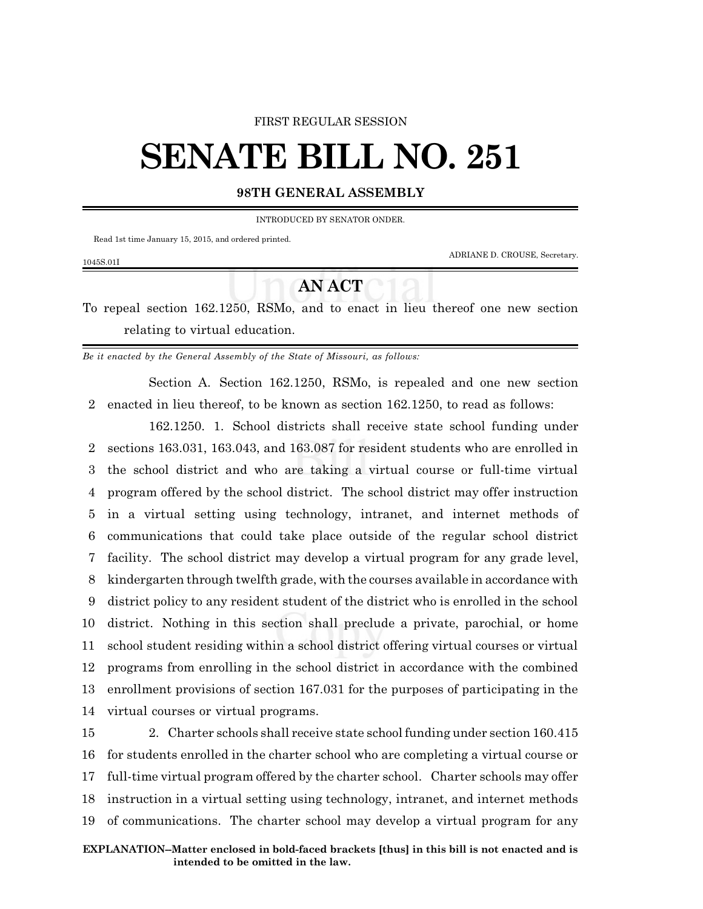FIRST REGULAR SESSION

# SENATE BILL NO. 251

**98TH GENERAL ASSEMBLY**

INTRODUCED BY SENATOR ONDER.

Read 1st time January 15, 2015, and ordered printed.

ADRIANE D. CROUSE, Secretary.

1045S.01I

## AN ACT

To repeal section 162.1250, RSMo, and to enact in lieu thereof one new section relating to virtual education.

*Be it enacted by the General Assembly of the State of Missouri, as follows:*

Section A. Section 162.1250, RSMo, is repealed and one new section enacted in lieu thereof, to be known as section 162.1250, to read as follows:

162.1250. 1. School districts shall receive state school funding under sections 163.031, 163.043, and 163.087 for resident students who are enrolled in the school district and who are taking a virtual course or full-time virtual program offered by the school district. The school district may offer instruction in a virtual setting using technology, intranet, and internet methods of communications that could take place outside of the regular school district facility. The school district may develop a virtual program for any grade level, kindergarten through twelfth grade, with the courses available in accordance with district policy to any resident student of the district who is enrolled in the school district. Nothing in this section shall preclude a private, parochial, or home school student residing within a school district offering virtual courses or virtual programs from enrolling in the school district in accordance with the combined enrollment provisions of section 167.031 for the purposes of participating in the virtual courses or virtual programs.

2. Charter schools shall receive state school funding under section 160.415 for students enrolled in the charter school who are completing a virtual course or full-time virtual program offered by the charter school. Charter schools may offer instruction in a virtual setting using technology, intranet, and internet methods of communications. The charter school may develop a virtual program for any

**EXPLANATION–Matter enclosed in bold-faced brackets [thus] in this bill is not enacted and is intended to be omitted in the law.**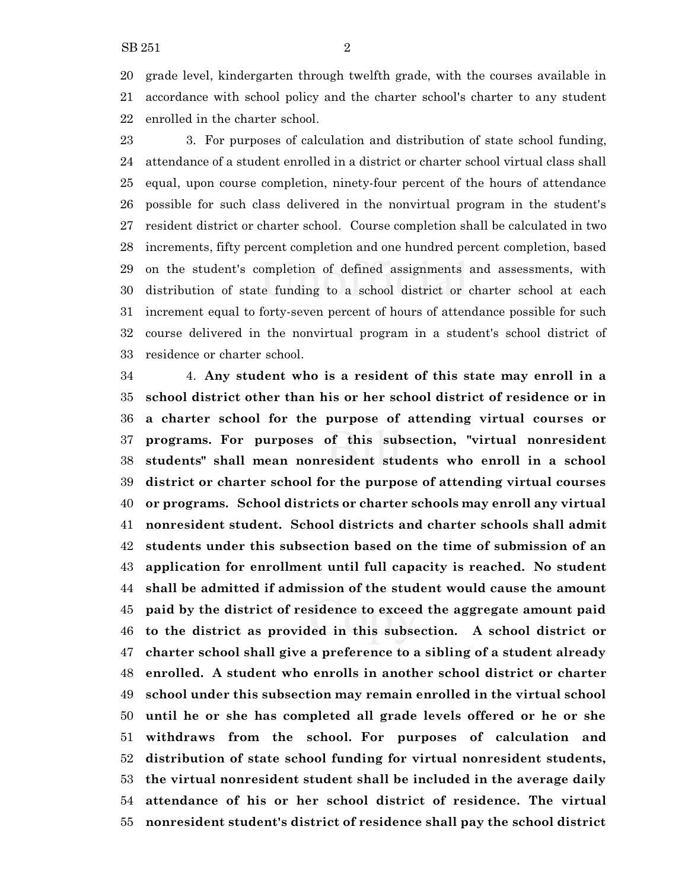grade level, kindergarten through twelfth grade, with the courses available in accordance with school policy and the charter school's charter to any student enrolled in the charter school.

3. For purposes of calculation and distribution of state school funding, attendance of a student enrolled in a district or charter school virtual class shall equal, upon course completion, ninety-four percent of the hours of attendance possible for such class delivered in the nonvirtual program in the student's resident district or charter school. Course completion shall be calculated in two increments, fifty percent completion and one hundred percent completion, based on the student's completion of defined assignments and assessments, with distribution of state funding to a school district or charter school at each increment equal to forty-seven percent of hours of attendance possible for such course delivered in the nonvirtual program in a student's school district of residence or charter school.

4. **Any student who is a resident of this state may enroll in a school district other than his or her school district of residence or in a charter school for the purpose of attending virtual courses or programs. For purposes of this subsection, "virtual nonresident students" shall mean nonresident students who enroll in a school district or charter school for the purpose of attending virtual courses or programs. School districts or charter schools may enroll any virtual nonresident student. School districts and charter schools shall admit students under this subsection based on the time of submission of an application for enrollment until full capacity is reached. No student shall be admitted if admission of the student would cause the amount paid by the district of residence to exceed the aggregate amount paid to the district as provided in this subsection. A school district or charter school shall give a preference to a sibling of a student already enrolled. A student who enrolls in another school district or charter school under this subsection may remain enrolled in the virtual school until he or she has completed all grade levels offered or he or she withdraws from the school. For purposes of calculation and distribution of state school funding for virtual nonresident students, the virtual nonresident student shall be included in the average daily attendance of his or her school district of residence. The virtual nonresident student's district of residence shall pay the school district**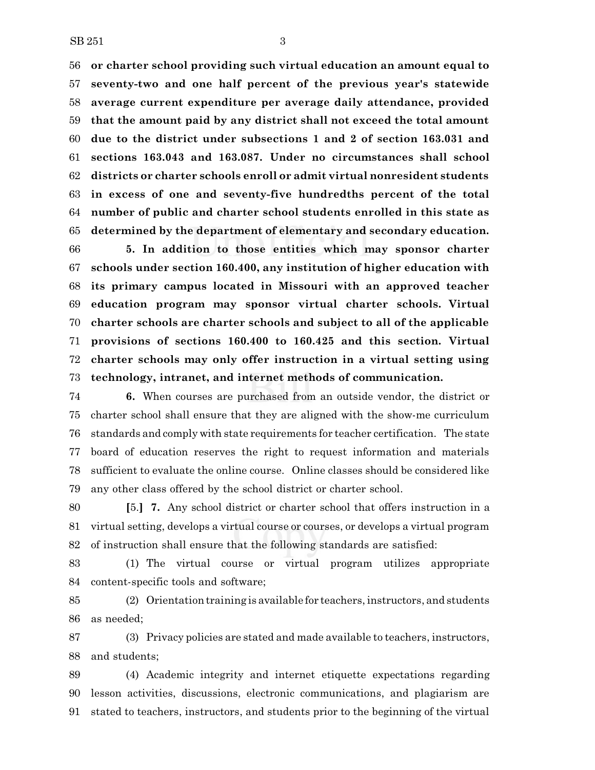56 **or charter school providing such virtual education an amount equal to**
57 **seventy-two and one half percent of the previous year's statewide**
58 **average current expenditure per average daily attendance, provided**
59 **that the amount paid by any district shall not exceed the total amount**
60 **due to the district under subsections 1 and 2 of section 163.031 and**
61 **sections 163.043 and 163.087. Under no circumstances shall school**
62 **districts or charter schools enroll or admit virtual nonresident students**
63 **in excess of one and seventy-five hundredths percent of the total**
64 **number of public and charter school students enrolled in this state as**
65 **determined by the department of elementary and secondary education.**

66 **5. In addition to those entities which may sponsor charter**
67 **schools under section 160.400, any institution of higher education with**
68 **its primary campus located in Missouri with an approved teacher**
69 **education program may sponsor virtual charter schools. Virtual**
70 **charter schools are charter schools and subject to all of the applicable**
71 **provisions of sections 160.400 to 160.425 and this section. Virtual**
72 **charter schools may only offer instruction in a virtual setting using**
73 **technology, intranet, and internet methods of communication.**

74 **6.** When courses are purchased from an outside vendor, the district or
75 charter school shall ensure that they are aligned with the show-me curriculum
76 standards and comply with state requirements for teacher certification. The state
77 board of education reserves the right to request information and materials
78 sufficient to evaluate the online course. Online classes should be considered like
79 any other class offered by the school district or charter school.

80 **[**5.**]** **7.** Any school district or charter school that offers instruction in a
81 virtual setting, develops a virtual course or courses, or develops a virtual program
82 of instruction shall ensure that the following standards are satisfied:

83 (1) The virtual course or virtual program utilizes appropriate
84 content-specific tools and software;

85 (2) Orientation training is available for teachers, instructors, and students
86 as needed;

87 (3) Privacy policies are stated and made available to teachers, instructors,
88 and students;

89 (4) Academic integrity and internet etiquette expectations regarding
90 lesson activities, discussions, electronic communications, and plagiarism are
91 stated to teachers, instructors, and students prior to the beginning of the virtual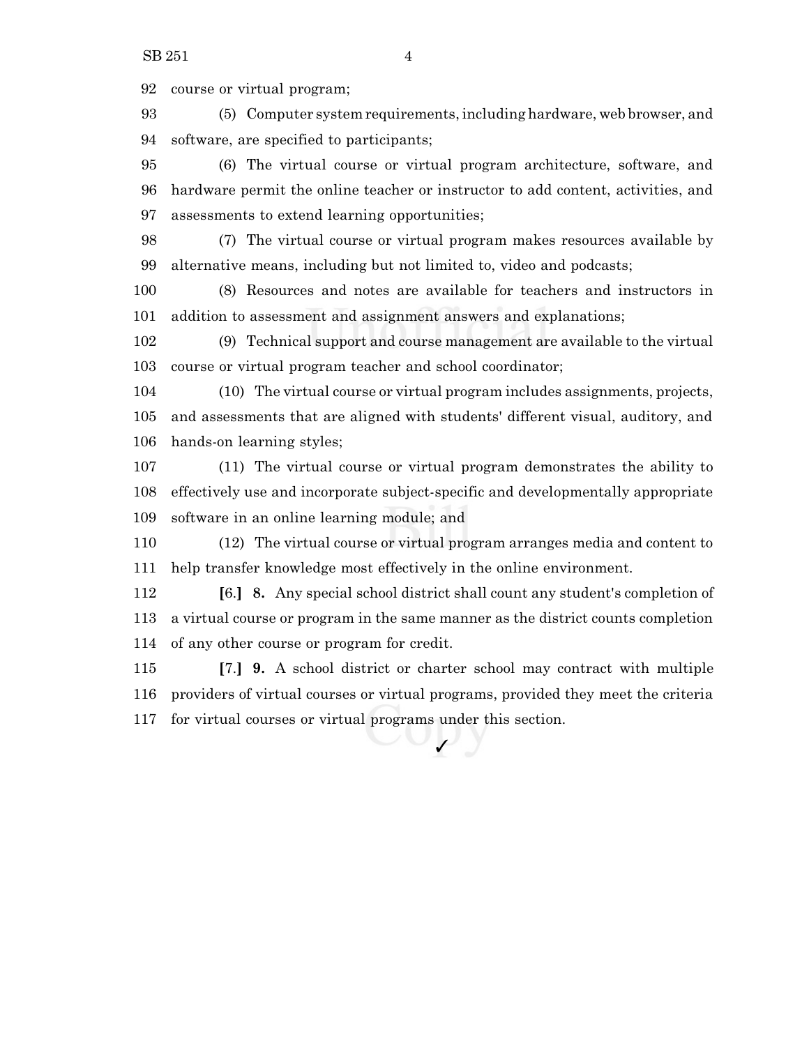course or virtual program;

(5) Computer system requirements, including hardware, web browser, and software, are specified to participants;

(6) The virtual course or virtual program architecture, software, and hardware permit the online teacher or instructor to add content, activities, and assessments to extend learning opportunities;

(7) The virtual course or virtual program makes resources available by alternative means, including but not limited to, video and podcasts;

(8) Resources and notes are available for teachers and instructors in addition to assessment and assignment answers and explanations;

(9) Technical support and course management are available to the virtual course or virtual program teacher and school coordinator;

(10) The virtual course or virtual program includes assignments, projects, and assessments that are aligned with students' different visual, auditory, and hands-on learning styles;

(11) The virtual course or virtual program demonstrates the ability to effectively use and incorporate subject-specific and developmentally appropriate software in an online learning module; and

(12) The virtual course or virtual program arranges media and content to help transfer knowledge most effectively in the online environment.

**[**6.**] 8.** Any special school district shall count any student's completion of a virtual course or program in the same manner as the district counts completion of any other course or program for credit.

**[**7.**] 9.** A school district or charter school may contract with multiple providers of virtual courses or virtual programs, provided they meet the criteria for virtual courses or virtual programs under this section.

✓